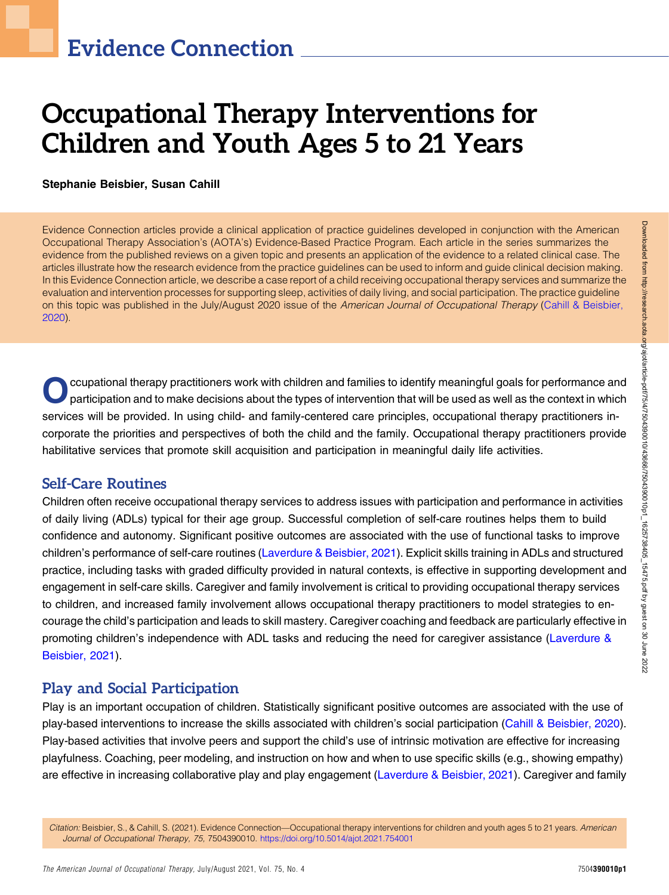Evidence Connection

# Occupational Therapy Interventions for Children and Youth Ages 5 to 21 Years

**Stephanie Beisbier, Susan Cahill**

Evidence Connection articles provide a clinical application of practice guidelines developed in conjunction with the American Occupational Therapy Association's (AOTA's) Evidence-Based Practice Program. Each article in the series summarizes the evidence from the published reviews on a given topic and presents an application of the evidence to a related clinical case. The articles illustrate how the research evidence from the practice guidelines can be used to inform and guide clinical decision making. In this Evidence Connection article, we describe a case report of a child receiving occupational therapy services and summarize the evaluation and intervention processes for supporting sleep, activities of daily living, and social participation. The practice guideline on this topic was published in the July/August 2020 issue of the *American Journal of Occupational Therapy* (Cahill & Beisbier, 2020).

Occupational therapy practitioners work with children and families to identify meaningful goals for performance and participation and to make decisions about the types of intervention that will be used as well as the context in which services will be provided. In using child- and family-centered care principles, occupational therapy practitioners incorporate the priorities and perspectives of both the child and the family. Occupational therapy practitioners provide habilitative services that promote skill acquisition and participation in meaningful daily life activities.

## Self-Care Routines

Children often receive occupational therapy services to address issues with participation and performance in activities of daily living (ADLs) typical for their age group. Successful completion of self-care routines helps them to build confidence and autonomy. Significant positive outcomes are associated with the use of functional tasks to improve children's performance of self-care routines (Laverdure & Beisbier, 2021). Explicit skills training in ADLs and structured practice, including tasks with graded difficulty provided in natural contexts, is effective in supporting development and engagement in self-care skills. Caregiver and family involvement is critical to providing occupational therapy services to children, and increased family involvement allows occupational therapy practitioners to model strategies to encourage the child's participation and leads to skill mastery. Caregiver coaching and feedback are particularly effective in promoting children's independence with ADL tasks and reducing the need for caregiver assistance (Laverdure & Beisbier, 2021).

## Play and Social Participation

Play is an important occupation of children. Statistically significant positive outcomes are associated with the use of play-based interventions to increase the skills associated with children's social participation (Cahill & Beisbier, 2020). Play-based activities that involve peers and support the child's use of intrinsic motivation are effective for increasing playfulness. Coaching, peer modeling, and instruction on how and when to use specific skills (e.g., showing empathy) are effective in increasing collaborative play and play engagement (Laverdure & Beisbier, 2021). Caregiver and family

*Citation:* Beisbier, S., & Cahill, S. (2021). Evidence Connection—Occupational therapy interventions for children and youth ages 5 to 21 years. *American Journal of Occupational Therapy, 75,* 7504390010. https://doi.org/10.5014/ajot.2021.754001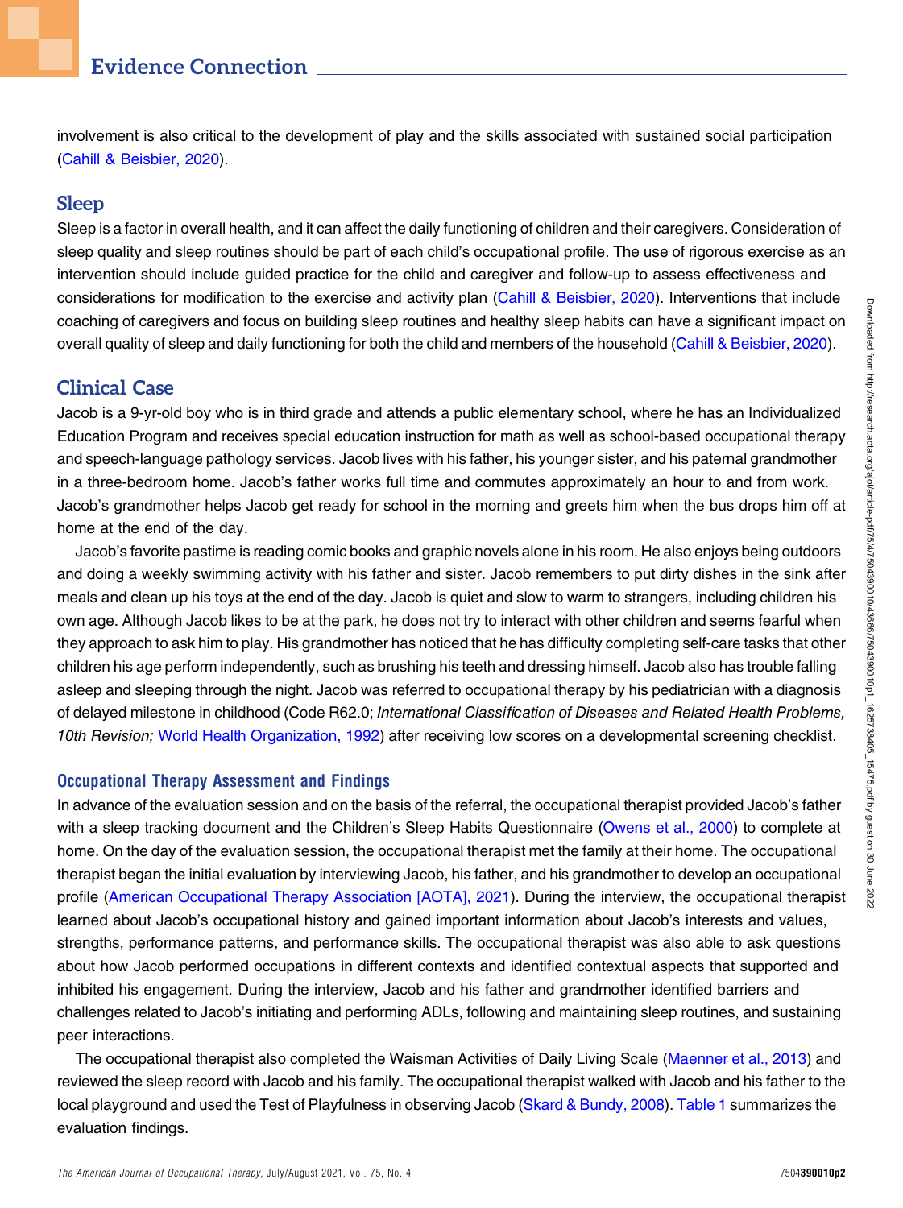involvement is also critical to the development of play and the skills associated with sustained social participation (Cahill & Beisbier, 2020).

## Sleep

Sleep is a factor in overall health, and it can affect the daily functioning of children and their caregivers. Consideration of sleep quality and sleep routines should be part of each child's occupational profile. The use of rigorous exercise as an intervention should include guided practice for the child and caregiver and follow-up to assess effectiveness and considerations for modification to the exercise and activity plan (Cahill & Beisbier, 2020). Interventions that include coaching of caregivers and focus on building sleep routines and healthy sleep habits can have a significant impact on overall quality of sleep and daily functioning for both the child and members of the household (Cahill & Beisbier, 2020).

## Clinical Case

Jacob is a 9-yr-old boy who is in third grade and attends a public elementary school, where he has an Individualized Education Program and receives special education instruction for math as well as school-based occupational therapy and speech-language pathology services. Jacob lives with his father, his younger sister, and his paternal grandmother in a three-bedroom home. Jacob's father works full time and commutes approximately an hour to and from work. Jacob's grandmother helps Jacob get ready for school in the morning and greets him when the bus drops him off at home at the end of the day.

Jacob's favorite pastime is reading comic books and graphic novels alone in his room. He also enjoys being outdoors and doing a weekly swimming activity with his father and sister. Jacob remembers to put dirty dishes in the sink after meals and clean up his toys at the end of the day. Jacob is quiet and slow to warm to strangers, including children his own age. Although Jacob likes to be at the park, he does not try to interact with other children and seems fearful when they approach to ask him to play. His grandmother has noticed that he has difficulty completing self-care tasks that other children his age perform independently, such as brushing his teeth and dressing himself. Jacob also has trouble falling asleep and sleeping through the night. Jacob was referred to occupational therapy by his pediatrician with a diagnosis of delayed milestone in childhood (Code R62.0; *International Classification of Diseases and Related Health Problems, 10th Revision;* World Health Organization, 1992) after receiving low scores on a developmental screening checklist.

### Occupational Therapy Assessment and Findings

In advance of the evaluation session and on the basis of the referral, the occupational therapist provided Jacob's father with a sleep tracking document and the Children's Sleep Habits Questionnaire (Owens et al., 2000) to complete at home. On the day of the evaluation session, the occupational therapist met the family at their home. The occupational therapist began the initial evaluation by interviewing Jacob, his father, and his grandmother to develop an occupational profile (American Occupational Therapy Association [AOTA], 2021). During the interview, the occupational therapist learned about Jacob's occupational history and gained important information about Jacob's interests and values, strengths, performance patterns, and performance skills. The occupational therapist was also able to ask questions about how Jacob performed occupations in different contexts and identified contextual aspects that supported and inhibited his engagement. During the interview, Jacob and his father and grandmother identified barriers and challenges related to Jacob's initiating and performing ADLs, following and maintaining sleep routines, and sustaining peer interactions.

The occupational therapist also completed the Waisman Activities of Daily Living Scale (Maenner et al., 2013) and reviewed the sleep record with Jacob and his family. The occupational therapist walked with Jacob and his father to the local playground and used the Test of Playfulness in observing Jacob (Skard & Bundy, 2008). Table 1 summarizes the evaluation findings.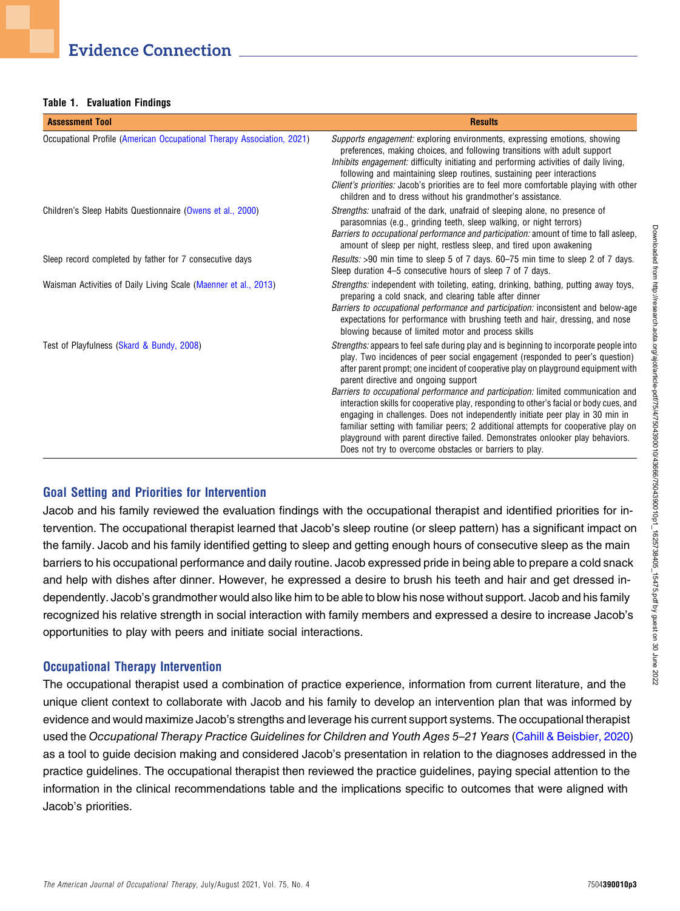**Table 1. Evaluation Findings**

| Assessment Tool | Results |
|---|---|
| Occupational Profile (American Occupational Therapy Association, 2021) | *Supports engagement:* exploring environments, expressing emotions, showing preferences, making choices, and following transitions with adult support<br>*Inhibits engagement:* difficulty initiating and performing activities of daily living, following and maintaining sleep routines, sustaining peer interactions<br>*Client's priorities:* Jacob's priorities are to feel more comfortable playing with other children and to dress without his grandmother's assistance. |
| Children's Sleep Habits Questionnaire (Owens et al., 2000) | *Strengths:* unafraid of the dark, unafraid of sleeping alone, no presence of parasomnias (e.g., grinding teeth, sleep walking, or night terrors)<br>*Barriers to occupational performance and participation:* amount of time to fall asleep, amount of sleep per night, restless sleep, and tired upon awakening |
| Sleep record completed by father for 7 consecutive days | *Results:* >90 min time to sleep 5 of 7 days. 60–75 min time to sleep 2 of 7 days. Sleep duration 4–5 consecutive hours of sleep 7 of 7 days. |
| Waisman Activities of Daily Living Scale (Maenner et al., 2013) | *Strengths:* independent with toileting, eating, drinking, bathing, putting away toys, preparing a cold snack, and clearing table after dinner<br>*Barriers to occupational performance and participation:* inconsistent and below-age expectations for performance with brushing teeth and hair, dressing, and nose blowing because of limited motor and process skills |
| Test of Playfulness (Skard & Bundy, 2008) | *Strengths:* appears to feel safe during play and is beginning to incorporate people into play. Two incidences of peer social engagement (responded to peer's question) after parent prompt; one incident of cooperative play on playground equipment with parent directive and ongoing support<br>*Barriers to occupational performance and participation:* limited communication and interaction skills for cooperative play, responding to other's facial or body cues, and engaging in challenges. Does not independently initiate peer play in 30 min in familiar setting with familiar peers; 2 additional attempts for cooperative play on playground with parent directive failed. Demonstrates onlooker play behaviors. Does not try to overcome obstacles or barriers to play. |

## Goal Setting and Priorities for Intervention

Jacob and his family reviewed the evaluation findings with the occupational therapist and identified priorities for intervention. The occupational therapist learned that Jacob's sleep routine (or sleep pattern) has a significant impact on the family. Jacob and his family identified getting to sleep and getting enough hours of consecutive sleep as the main barriers to his occupational performance and daily routine. Jacob expressed pride in being able to prepare a cold snack and help with dishes after dinner. However, he expressed a desire to brush his teeth and hair and get dressed independently. Jacob's grandmother would also like him to be able to blow his nose without support. Jacob and his family recognized his relative strength in social interaction with family members and expressed a desire to increase Jacob's opportunities to play with peers and initiate social interactions.

## Occupational Therapy Intervention

The occupational therapist used a combination of practice experience, information from current literature, and the unique client context to collaborate with Jacob and his family to develop an intervention plan that was informed by evidence and would maximize Jacob's strengths and leverage his current support systems. The occupational therapist used the *Occupational Therapy Practice Guidelines for Children and Youth Ages 5–21 Years* (Cahill & Beisbier, 2020) as a tool to guide decision making and considered Jacob's presentation in relation to the diagnoses addressed in the practice guidelines. The occupational therapist then reviewed the practice guidelines, paying special attention to the information in the clinical recommendations table and the implications specific to outcomes that were aligned with Jacob's priorities.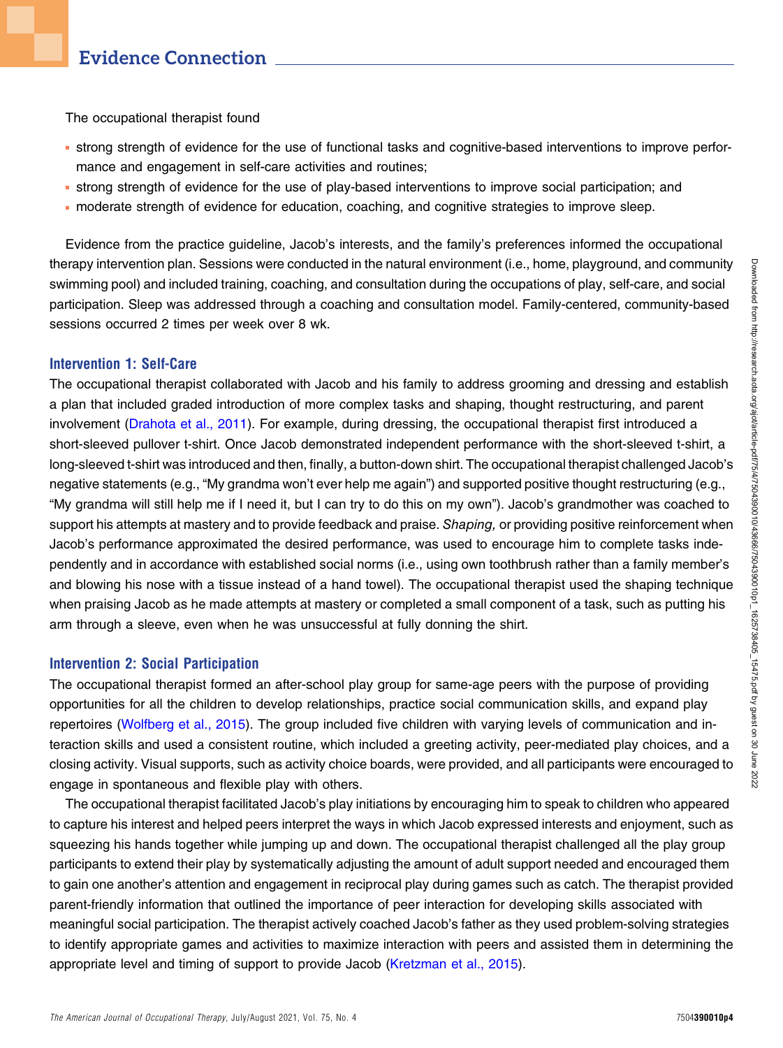The occupational therapist found

- strong strength of evidence for the use of functional tasks and cognitive-based interventions to improve performance and engagement in self-care activities and routines;
- strong strength of evidence for the use of play-based interventions to improve social participation; and
- moderate strength of evidence for education, coaching, and cognitive strategies to improve sleep.

Evidence from the practice guideline, Jacob's interests, and the family's preferences informed the occupational therapy intervention plan. Sessions were conducted in the natural environment (i.e., home, playground, and community swimming pool) and included training, coaching, and consultation during the occupations of play, self-care, and social participation. Sleep was addressed through a coaching and consultation model. Family-centered, community-based sessions occurred 2 times per week over 8 wk.

### Intervention 1: Self-Care

The occupational therapist collaborated with Jacob and his family to address grooming and dressing and establish a plan that included graded introduction of more complex tasks and shaping, thought restructuring, and parent involvement (Drahota et al., 2011). For example, during dressing, the occupational therapist first introduced a short-sleeved pullover t-shirt. Once Jacob demonstrated independent performance with the short-sleeved t-shirt, a long-sleeved t-shirt was introduced and then, finally, a button-down shirt. The occupational therapist challenged Jacob's negative statements (e.g., "My grandma won't ever help me again") and supported positive thought restructuring (e.g., "My grandma will still help me if I need it, but I can try to do this on my own"). Jacob's grandmother was coached to support his attempts at mastery and to provide feedback and praise. *Shaping,* or providing positive reinforcement when Jacob's performance approximated the desired performance, was used to encourage him to complete tasks independently and in accordance with established social norms (i.e., using own toothbrush rather than a family member's and blowing his nose with a tissue instead of a hand towel). The occupational therapist used the shaping technique when praising Jacob as he made attempts at mastery or completed a small component of a task, such as putting his arm through a sleeve, even when he was unsuccessful at fully donning the shirt.

### Intervention 2: Social Participation

The occupational therapist formed an after-school play group for same-age peers with the purpose of providing opportunities for all the children to develop relationships, practice social communication skills, and expand play repertoires (Wolfberg et al., 2015). The group included five children with varying levels of communication and interaction skills and used a consistent routine, which included a greeting activity, peer-mediated play choices, and a closing activity. Visual supports, such as activity choice boards, were provided, and all participants were encouraged to engage in spontaneous and flexible play with others.

The occupational therapist facilitated Jacob's play initiations by encouraging him to speak to children who appeared to capture his interest and helped peers interpret the ways in which Jacob expressed interests and enjoyment, such as squeezing his hands together while jumping up and down. The occupational therapist challenged all the play group participants to extend their play by systematically adjusting the amount of adult support needed and encouraged them to gain one another's attention and engagement in reciprocal play during games such as catch. The therapist provided parent-friendly information that outlined the importance of peer interaction for developing skills associated with meaningful social participation. The therapist actively coached Jacob's father as they used problem-solving strategies to identify appropriate games and activities to maximize interaction with peers and assisted them in determining the appropriate level and timing of support to provide Jacob (Kretzman et al., 2015).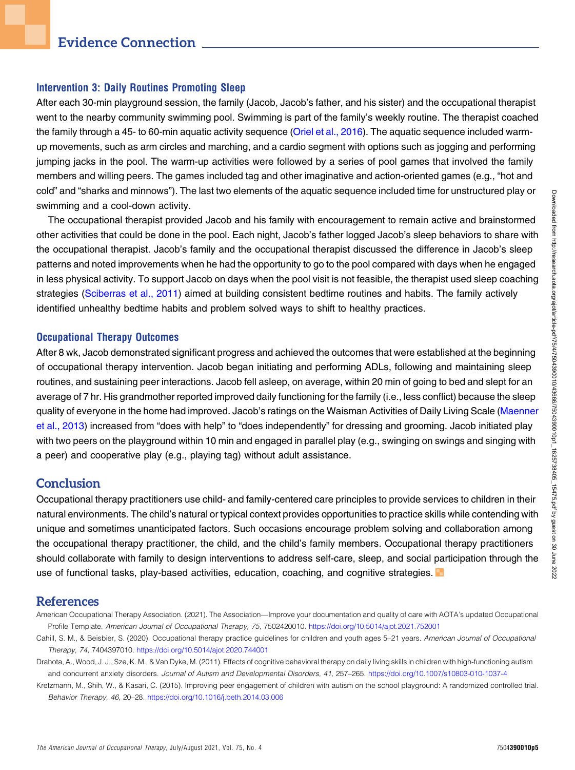### Intervention 3: Daily Routines Promoting Sleep

After each 30-min playground session, the family (Jacob, Jacob's father, and his sister) and the occupational therapist went to the nearby community swimming pool. Swimming is part of the family's weekly routine. The therapist coached the family through a 45- to 60-min aquatic activity sequence (Oriel et al., 2016). The aquatic sequence included warm-up movements, such as arm circles and marching, and a cardio segment with options such as jogging and performing jumping jacks in the pool. The warm-up activities were followed by a series of pool games that involved the family members and willing peers. The games included tag and other imaginative and action-oriented games (e.g., "hot and cold" and "sharks and minnows"). The last two elements of the aquatic sequence included time for unstructured play or swimming and a cool-down activity.

The occupational therapist provided Jacob and his family with encouragement to remain active and brainstormed other activities that could be done in the pool. Each night, Jacob's father logged Jacob's sleep behaviors to share with the occupational therapist. Jacob's family and the occupational therapist discussed the difference in Jacob's sleep patterns and noted improvements when he had the opportunity to go to the pool compared with days when he engaged in less physical activity. To support Jacob on days when the pool visit is not feasible, the therapist used sleep coaching strategies (Sciberras et al., 2011) aimed at building consistent bedtime routines and habits. The family actively identified unhealthy bedtime habits and problem solved ways to shift to healthy practices.

### Occupational Therapy Outcomes

After 8 wk, Jacob demonstrated significant progress and achieved the outcomes that were established at the beginning of occupational therapy intervention. Jacob began initiating and performing ADLs, following and maintaining sleep routines, and sustaining peer interactions. Jacob fell asleep, on average, within 20 min of going to bed and slept for an average of 7 hr. His grandmother reported improved daily functioning for the family (i.e., less conflict) because the sleep quality of everyone in the home had improved. Jacob's ratings on the Waisman Activities of Daily Living Scale (Maenner et al., 2013) increased from "does with help" to "does independently" for dressing and grooming. Jacob initiated play with two peers on the playground within 10 min and engaged in parallel play (e.g., swinging on swings and singing with a peer) and cooperative play (e.g., playing tag) without adult assistance.

## Conclusion

Occupational therapy practitioners use child- and family-centered care principles to provide services to children in their natural environments. The child's natural or typical context provides opportunities to practice skills while contending with unique and sometimes unanticipated factors. Such occasions encourage problem solving and collaboration among the occupational therapy practitioner, the child, and the child's family members. Occupational therapy practitioners should collaborate with family to design interventions to address self-care, sleep, and social participation through the use of functional tasks, play-based activities, education, coaching, and cognitive strategies.

## References

American Occupational Therapy Association. (2021). The Association—Improve your documentation and quality of care with AOTA's updated Occupational Profile Template. *American Journal of Occupational Therapy, 75,* 7502420010. https://doi.org/10.5014/ajot.2021.752001

Cahill, S. M., & Beisbier, S. (2020). Occupational therapy practice guidelines for children and youth ages 5–21 years. *American Journal of Occupational Therapy, 74,* 7404397010. https://doi.org/10.5014/ajot.2020.744001

Drahota, A., Wood, J. J., Sze, K. M., & Van Dyke, M. (2011). Effects of cognitive behavioral therapy on daily living skills in children with high-functioning autism and concurrent anxiety disorders. *Journal of Autism and Developmental Disorders, 41,* 257–265. https://doi.org/10.1007/s10803-010-1037-4

Kretzmann, M., Shih, W., & Kasari, C. (2015). Improving peer engagement of children with autism on the school playground: A randomized controlled trial. *Behavior Therapy, 46,* 20–28. https://doi.org/10.1016/j.beth.2014.03.006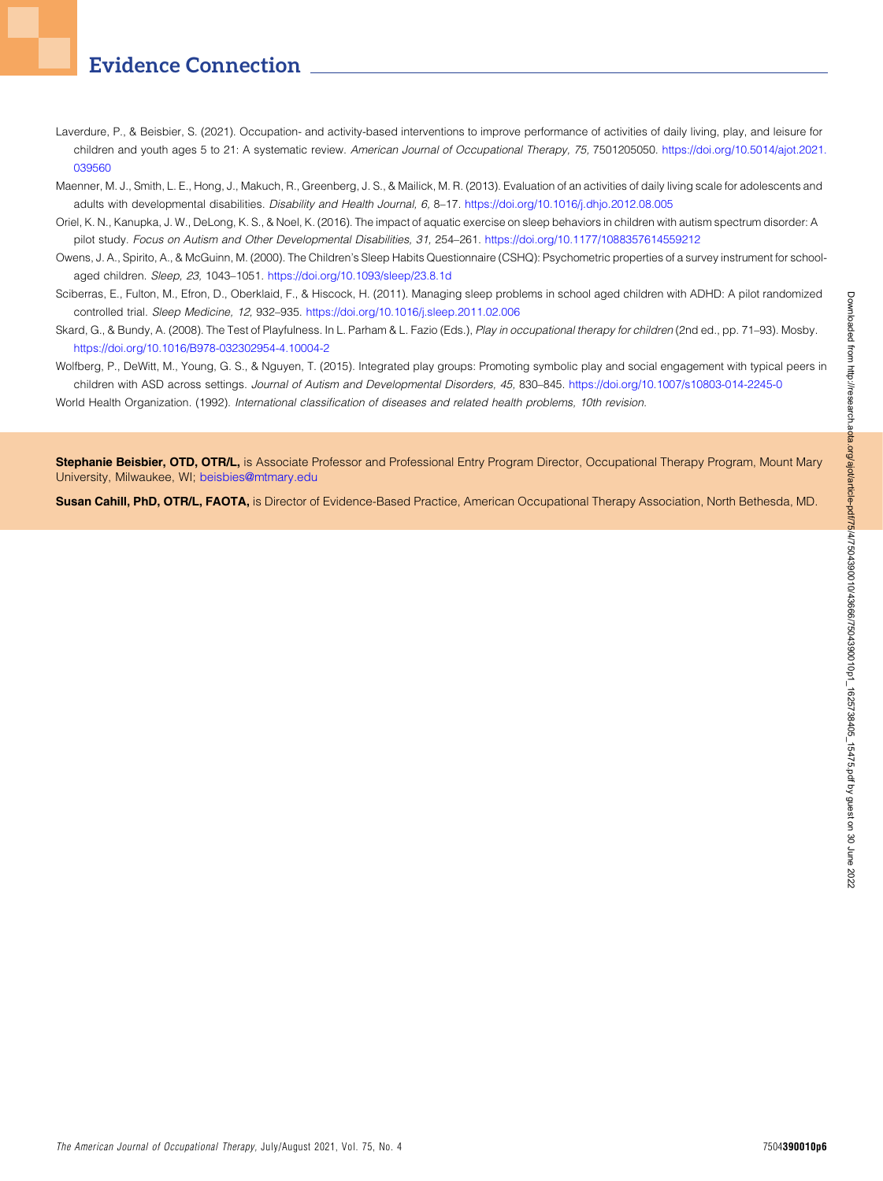Laverdure, P., & Beisbier, S. (2021). Occupation- and activity-based interventions to improve performance of activities of daily living, play, and leisure for children and youth ages 5 to 21: A systematic review. *American Journal of Occupational Therapy, 75,* 7501205050. https://doi.org/10.5014/ajot.2021.039560

Maenner, M. J., Smith, L. E., Hong, J., Makuch, R., Greenberg, J. S., & Mailick, M. R. (2013). Evaluation of an activities of daily living scale for adolescents and adults with developmental disabilities. *Disability and Health Journal, 6,* 8–17. https://doi.org/10.1016/j.dhjo.2012.08.005

Oriel, K. N., Kanupka, J. W., DeLong, K. S., & Noel, K. (2016). The impact of aquatic exercise on sleep behaviors in children with autism spectrum disorder: A pilot study. *Focus on Autism and Other Developmental Disabilities, 31,* 254–261. https://doi.org/10.1177/1088357614559212

Owens, J. A., Spirito, A., & McGuinn, M. (2000). The Children's Sleep Habits Questionnaire (CSHQ): Psychometric properties of a survey instrument for school-aged children. *Sleep, 23,* 1043–1051. https://doi.org/10.1093/sleep/23.8.1d

Sciberras, E., Fulton, M., Efron, D., Oberklaid, F., & Hiscock, H. (2011). Managing sleep problems in school aged children with ADHD: A pilot randomized controlled trial. *Sleep Medicine, 12,* 932–935. https://doi.org/10.1016/j.sleep.2011.02.006

Skard, G., & Bundy, A. (2008). The Test of Playfulness. In L. Parham & L. Fazio (Eds.), *Play in occupational therapy for children* (2nd ed., pp. 71–93). Mosby. https://doi.org/10.1016/B978-032302954-4.10004-2

Wolfberg, P., DeWitt, M., Young, G. S., & Nguyen, T. (2015). Integrated play groups: Promoting symbolic play and social engagement with typical peers in children with ASD across settings. *Journal of Autism and Developmental Disorders, 45,* 830–845. https://doi.org/10.1007/s10803-014-2245-0

World Health Organization. (1992). *International classification of diseases and related health problems, 10th revision.*

**Stephanie Beisbier, OTD, OTR/L,** is Associate Professor and Professional Entry Program Director, Occupational Therapy Program, Mount Mary University, Milwaukee, WI; beisbies@mtmary.edu

**Susan Cahill, PhD, OTR/L, FAOTA,** is Director of Evidence-Based Practice, American Occupational Therapy Association, North Bethesda, MD.